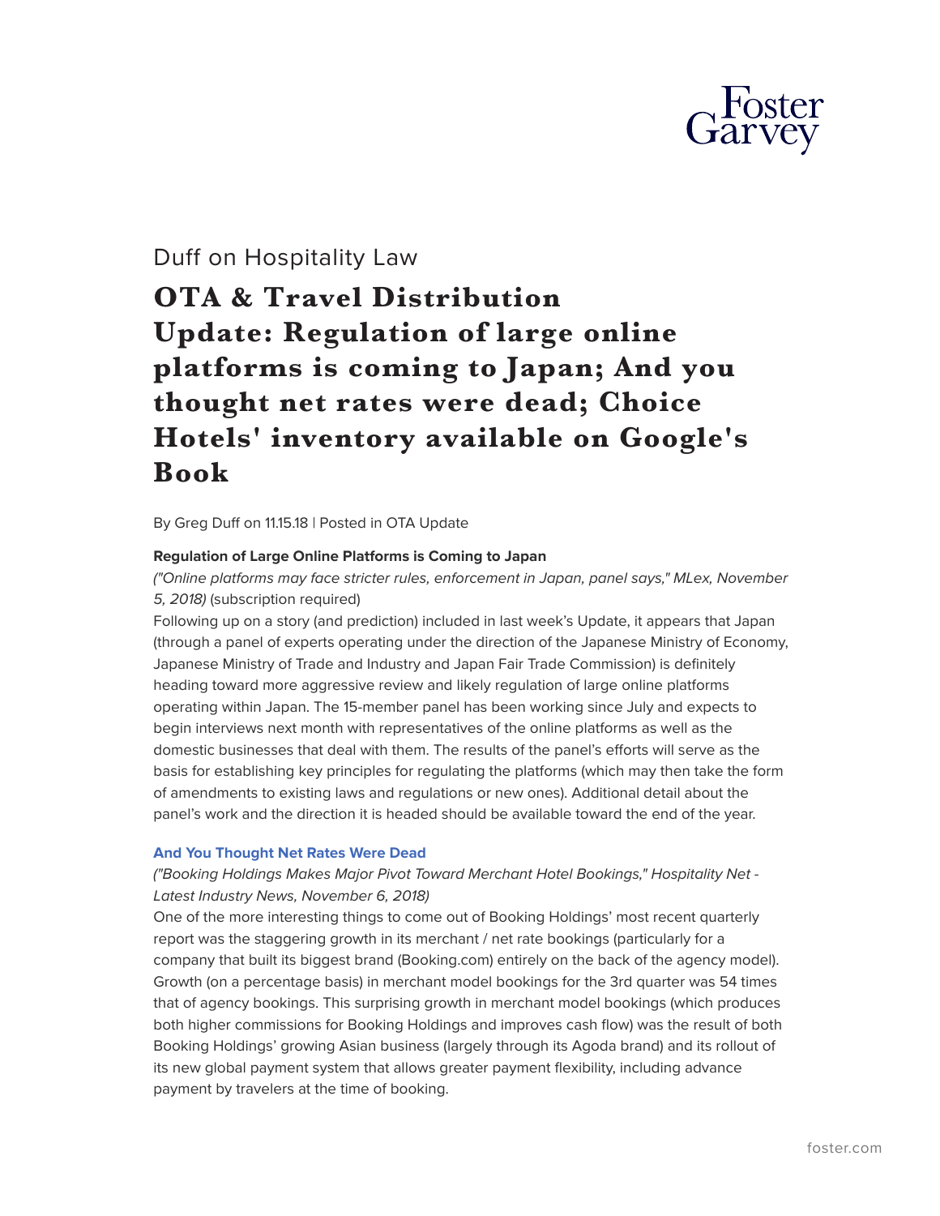Duff on Hospitality Law

# OTA & Travel Distribution Update: Regulation of large online platforms is coming to Japan; And you thought net rates were dead; Choice Hotels' inventory available on Google's Book

By Greg Duff on 11.15.18 | Posted in OTA Update

**Regulation of Large Online Platforms is Coming to Japan**

*("Online platforms may face stricter rules, enforcement in Japan, panel says," MLex, November 5, 2018)* (subscription required)

Following up on a story (and prediction) included in last week's Update, it appears that Japan (through a panel of experts operating under the direction of the Japanese Ministry of Economy, Japanese Ministry of Trade and Industry and Japan Fair Trade Commission) is definitely heading toward more aggressive review and likely regulation of large online platforms operating within Japan. The 15-member panel has been working since July and expects to begin interviews next month with representatives of the online platforms as well as the domestic businesses that deal with them. The results of the panel's efforts will serve as the basis for establishing key principles for regulating the platforms (which may then take the form of amendments to existing laws and regulations or new ones). Additional detail about the panel's work and the direction it is headed should be available toward the end of the year.

**And You Thought Net Rates Were Dead**

*("Booking Holdings Makes Major Pivot Toward Merchant Hotel Bookings," Hospitality Net - Latest Industry News, November 6, 2018)*

One of the more interesting things to come out of Booking Holdings' most recent quarterly report was the staggering growth in its merchant / net rate bookings (particularly for a company that built its biggest brand (Booking.com) entirely on the back of the agency model). Growth (on a percentage basis) in merchant model bookings for the 3rd quarter was 54 times that of agency bookings. This surprising growth in merchant model bookings (which produces both higher commissions for Booking Holdings and improves cash flow) was the result of both Booking Holdings' growing Asian business (largely through its Agoda brand) and its rollout of its new global payment system that allows greater payment flexibility, including advance payment by travelers at the time of booking.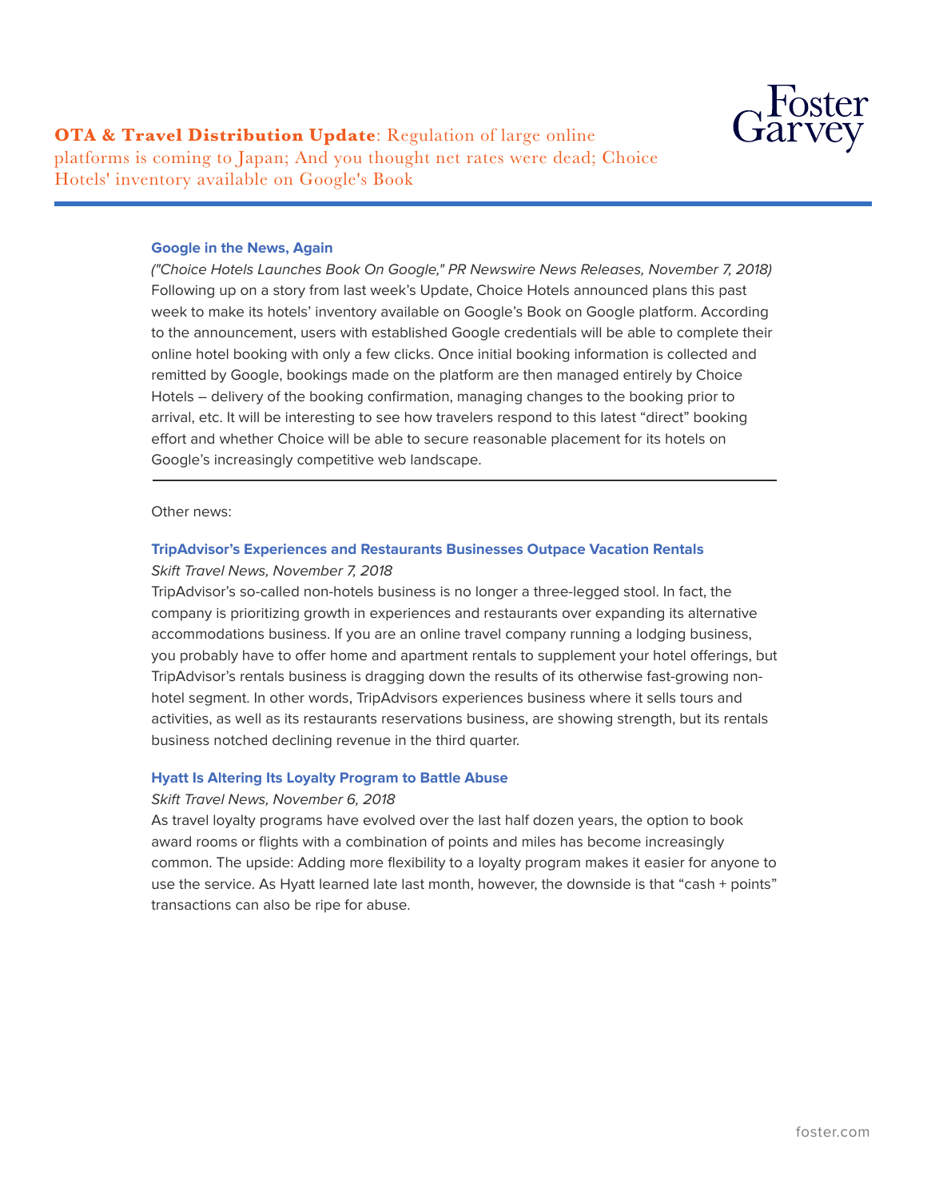**OTA & Travel Distribution Update**: Regulation of large online platforms is coming to Japan; And you thought net rates were dead; Choice Hotels' inventory available on Google's Book

### Google in the News, Again

*("Choice Hotels Launches Book On Google," PR Newswire News Releases, November 7, 2018)*
Following up on a story from last week's Update, Choice Hotels announced plans this past week to make its hotels' inventory available on Google's Book on Google platform. According to the announcement, users with established Google credentials will be able to complete their online hotel booking with only a few clicks. Once initial booking information is collected and remitted by Google, bookings made on the platform are then managed entirely by Choice Hotels – delivery of the booking confirmation, managing changes to the booking prior to arrival, etc. It will be interesting to see how travelers respond to this latest "direct" booking effort and whether Choice will be able to secure reasonable placement for its hotels on Google's increasingly competitive web landscape.

---

Other news:

### TripAdvisor's Experiences and Restaurants Businesses Outpace Vacation Rentals

*Skift Travel News, November 7, 2018*
TripAdvisor's so-called non-hotels business is no longer a three-legged stool. In fact, the company is prioritizing growth in experiences and restaurants over expanding its alternative accommodations business. If you are an online travel company running a lodging business, you probably have to offer home and apartment rentals to supplement your hotel offerings, but TripAdvisor's rentals business is dragging down the results of its otherwise fast-growing non-hotel segment. In other words, TripAdvisors experiences business where it sells tours and activities, as well as its restaurants reservations business, are showing strength, but its rentals business notched declining revenue in the third quarter.

### Hyatt Is Altering Its Loyalty Program to Battle Abuse

*Skift Travel News, November 6, 2018*
As travel loyalty programs have evolved over the last half dozen years, the option to book award rooms or flights with a combination of points and miles has become increasingly common. The upside: Adding more flexibility to a loyalty program makes it easier for anyone to use the service. As Hyatt learned late last month, however, the downside is that "cash + points" transactions can also be ripe for abuse.